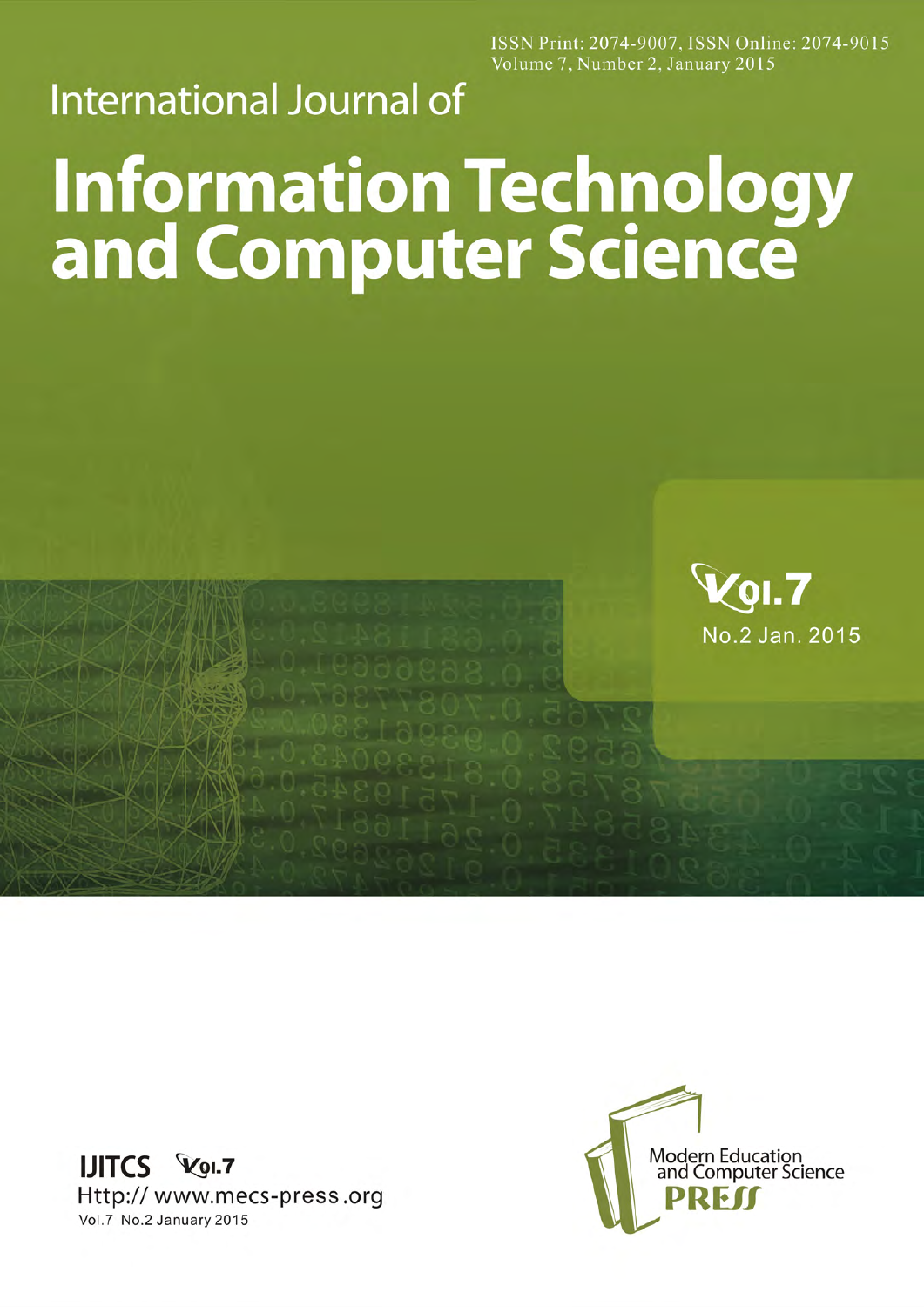ISSN Print: 2074-9007, ISSN Online: 2074-9015
Volume 7, Number 2, January 2015

# International Journal of

# Information Technology and Computer Science

Vol.7

No.2 Jan. 2015

**IJITCS** Vol.7

Http:// www.mecs-press.org

Vol.7 No.2 January 2015

Modern Education and Computer Science PRESS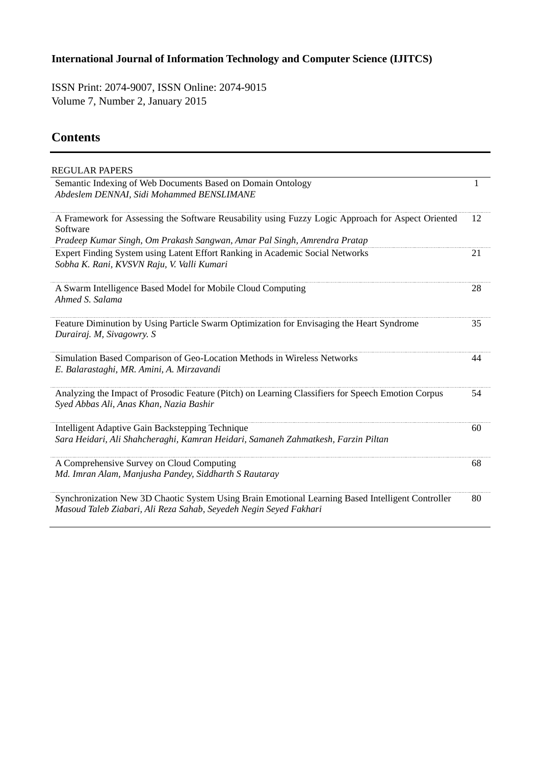**International Journal of Information Technology and Computer Science (IJITCS)**

ISSN Print: 2074-9007, ISSN Online: 2074-9015
Volume 7, Number 2, January 2015

## Contents

| REGULAR PAPERS | |
|---|---|
| Semantic Indexing of Web Documents Based on Domain Ontology<br>*Abdeslem DENNAI, Sidi Mohammed BENSLIMANE* | 1 |
| A Framework for Assessing the Software Reusability using Fuzzy Logic Approach for Aspect Oriented Software<br>*Pradeep Kumar Singh, Om Prakash Sangwan, Amar Pal Singh, Amrendra Pratap* | 12 |
| Expert Finding System using Latent Effort Ranking in Academic Social Networks<br>*Sobha K. Rani, KVSVN Raju, V. Valli Kumari* | 21 |
| A Swarm Intelligence Based Model for Mobile Cloud Computing<br>*Ahmed S. Salama* | 28 |
| Feature Diminution by Using Particle Swarm Optimization for Envisaging the Heart Syndrome<br>*Durairaj. M, Sivagowry. S* | 35 |
| Simulation Based Comparison of Geo-Location Methods in Wireless Networks<br>*E. Balarastaghi, MR. Amini, A. Mirzavandi* | 44 |
| Analyzing the Impact of Prosodic Feature (Pitch) on Learning Classifiers for Speech Emotion Corpus<br>*Syed Abbas Ali, Anas Khan, Nazia Bashir* | 54 |
| Intelligent Adaptive Gain Backstepping Technique<br>*Sara Heidari, Ali Shahcheraghi, Kamran Heidari, Samaneh Zahmatkesh, Farzin Piltan* | 60 |
| A Comprehensive Survey on Cloud Computing<br>*Md. Imran Alam, Manjusha Pandey, Siddharth S Rautaray* | 68 |
| Synchronization New 3D Chaotic System Using Brain Emotional Learning Based Intelligent Controller<br>*Masoud Taleb Ziabari, Ali Reza Sahab, Seyedeh Negin Seyed Fakhari* | 80 |